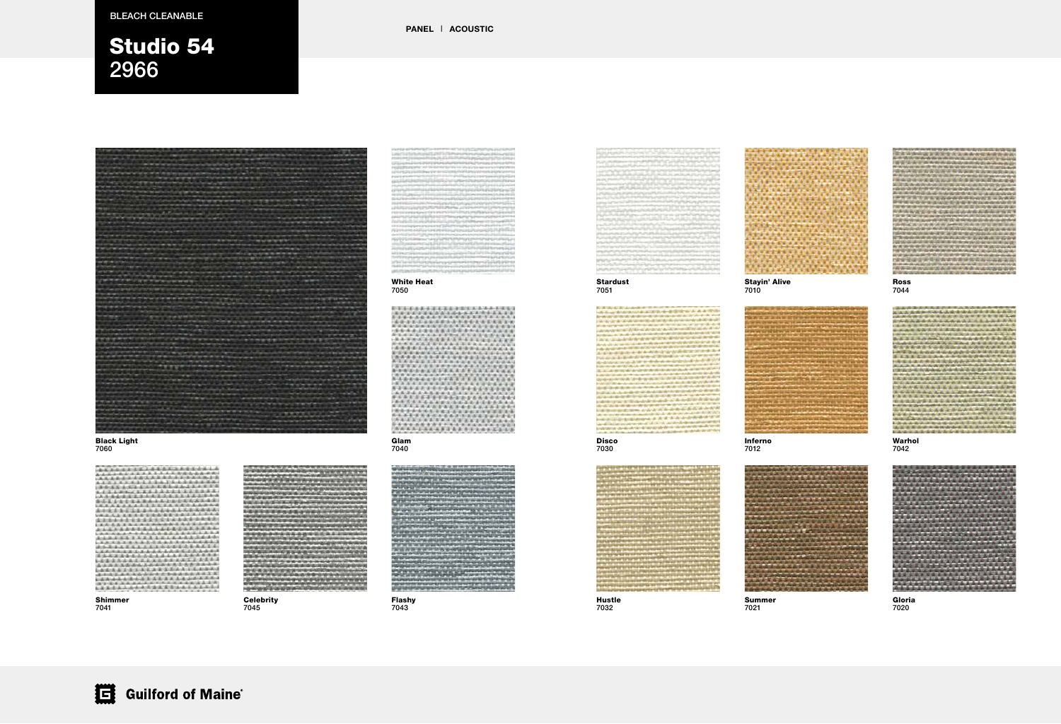BLEACH CLEANABLE

# Studio 54
2966

PANEL | ACOUSTIC

**Black Light**
7060

**White Heat**
7050

**Glam**
7040

**Shimmer**
7041

**Celebrity**
7045

**Flashy**
7043

**Stardust**
7051

**Stayin' Alive**
7010

**Ross**
7044

**Disco**
7030

**Inferno**
7012

**Warhol**
7042

**Hustle**
7032

**Summer**
7021

**Gloria**
7020

Guilford of Maine®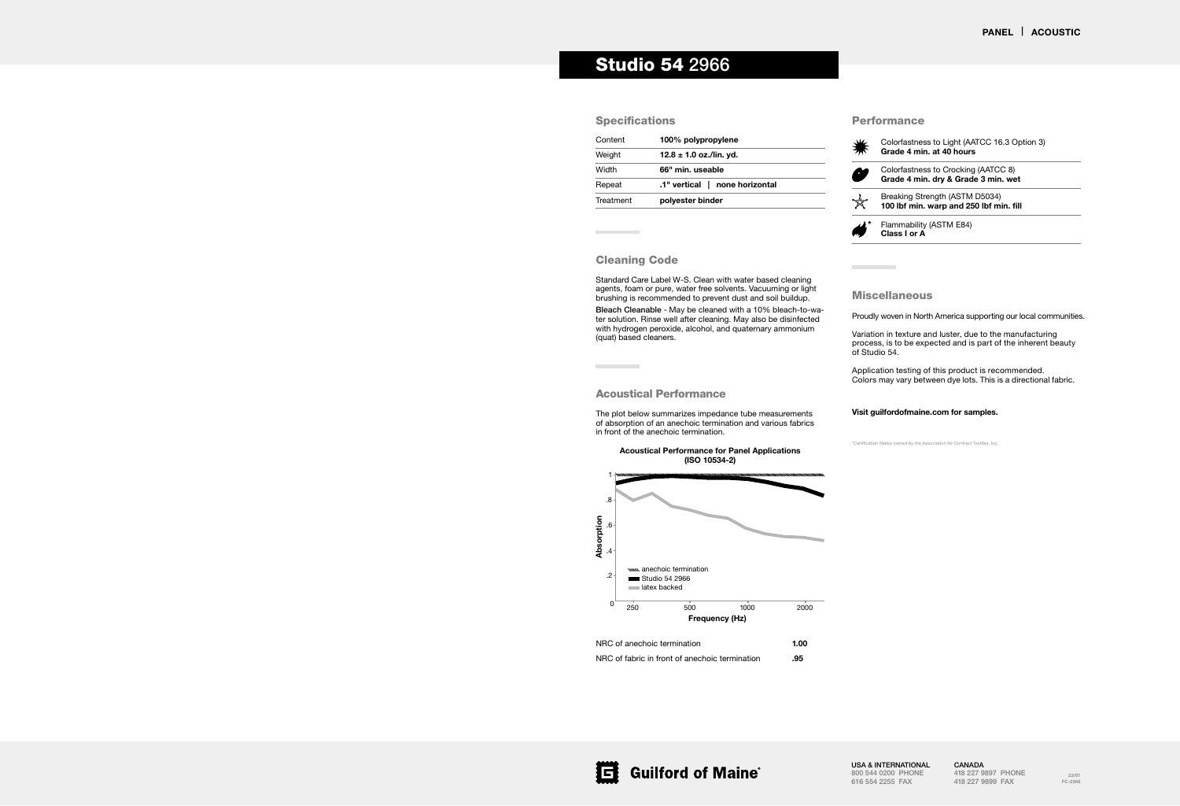# Studio 54 2966

## Specifications

| | |
|---|---|
| Content | **100% polypropylene** |
| Weight | **12.8 ± 1.0 oz./lin. yd.** |
| Width | **66" min. useable** |
| Repeat | **.1" vertical \| none horizontal** |
| Treatment | **polyester binder** |

## Cleaning Code

Standard Care Label W-S. Clean with water based cleaning agents, foam or pure, water free solvents. Vacuuming or light brushing is recommended to prevent dust and soil buildup.

**Bleach Cleanable** - May be cleaned with a 10% bleach-to-water solution. Rinse well after cleaning. May also be disinfected with hydrogen peroxide, alcohol, and quaternary ammonium (quat) based cleaners.

## Acoustical Performance

The plot below summarizes impedance tube measurements of absorption of an anechoic termination and various fabrics in front of the anechoic termination.

**Acoustical Performance for Panel Applications (ISO 10534-2)**

Absorption

1
.8
.6
.4
.2
0

250 500 1000 2000

Frequency (Hz)

anechoic termination
Studio 54 2966
latex backed

| | |
|---|---|
| NRC of anechoic termination | **1.00** |
| NRC of fabric in front of anechoic termination | **.95** |

## Performance

Colorfastness to Light (AATCC 16.3 Option 3)
**Grade 4 min. at 40 hours**

Colorfastness to Crocking (AATCC 8)
**Grade 4 min. dry & Grade 3 min. wet**

Breaking Strength (ASTM D5034)
**100 lbf min. warp and 250 lbf min. fill**

Flammability (ASTM E84)
**Class I or A**

## Miscellaneous

Proudly woven in North America supporting our local communities.

Variation in texture and luster, due to the manufacturing process, is to be expected and is part of the inherent beauty of Studio 54.

Application testing of this product is recommended. Colors may vary between dye lots. This is a directional fabric.

**Visit guilfordofmaine.com for samples.**

*Certification Marks owned by the Association for Contract Textiles, Inc.

Guilford of Maine*

**USA & INTERNATIONAL**
800 544 0200 PHONE
616 554 2255 FAX

**CANADA**
418 227 9897 PHONE
418 227 9899 FAX

22/01
FC-2966